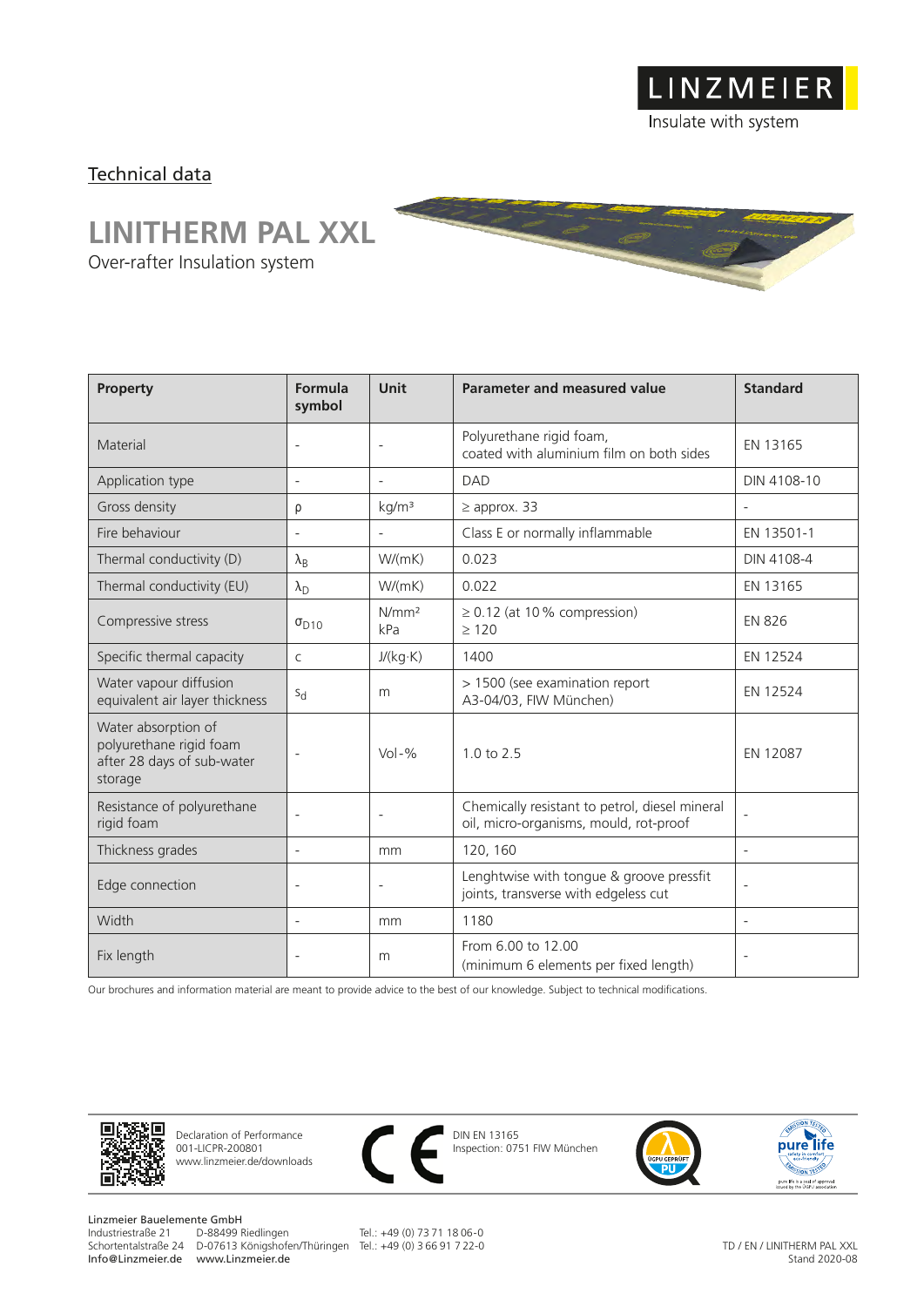LINZMEIER
Insulate with system

Technical data

# LINITHERM PAL XXL

Over-rafter Insulation system

| Property | Formula symbol | Unit | Parameter and measured value | Standard |
|---|---|---|---|---|
| Material | - | - | Polyurethane rigid foam, coated with aluminium film on both sides | EN 13165 |
| Application type | - | - | DAD | DIN 4108-10 |
| Gross density | $\rho$ | kg/m³ | ≥ approx. 33 | - |
| Fire behaviour | - | - | Class E or normally inflammable | EN 13501-1 |
| Thermal conductivity (D) | $\lambda_B$ | W/(mK) | 0.023 | DIN 4108-4 |
| Thermal conductivity (EU) | $\lambda_D$ | W/(mK) | 0.022 | EN 13165 |
| Compressive stress | $\sigma_{D10}$ | N/mm² kPa | ≥ 0.12 (at 10 % compression) ≥ 120 | EN 826 |
| Specific thermal capacity | c | J/(kg·K) | 1400 | EN 12524 |
| Water vapour diffusion equivalent air layer thickness | $s_d$ | m | > 1500 (see examination report A3-04/03, FIW München) | EN 12524 |
| Water absorption of polyurethane rigid foam after 28 days of sub-water storage | - | Vol-% | 1.0 to 2.5 | EN 12087 |
| Resistance of polyurethane rigid foam | - | - | Chemically resistant to petrol, diesel mineral oil, micro-organisms, mould, rot-proof | - |
| Thickness grades | - | mm | 120, 160 | - |
| Edge connection | - | - | Lenghtwise with tongue & groove pressfit joints, transverse with edgeless cut | - |
| Width | - | mm | 1180 | - |
| Fix length | - | m | From 6.00 to 12.00 (minimum 6 elements per fixed length) | - |

Our brochures and information material are meant to provide advice to the best of our knowledge. Subject to technical modifications.

Declaration of Performance
001-LICPR-200801
www.linzmeier.de/downloads

DIN EN 13165
Inspection: 0751 FIW München

Linzmeier Bauelemente GmbH
Industriestraße 21 D-88499 Riedlingen Tel.: +49 (0) 73 71 18 06-0
Schortentalstraße 24 D-07613 Königshofen/Thüringen Tel.: +49 (0) 3 66 91 7 22-0
Info@Linzmeier.de www.Linzmeier.de

TD / EN / LINITHERM PAL XXL
Stand 2020-08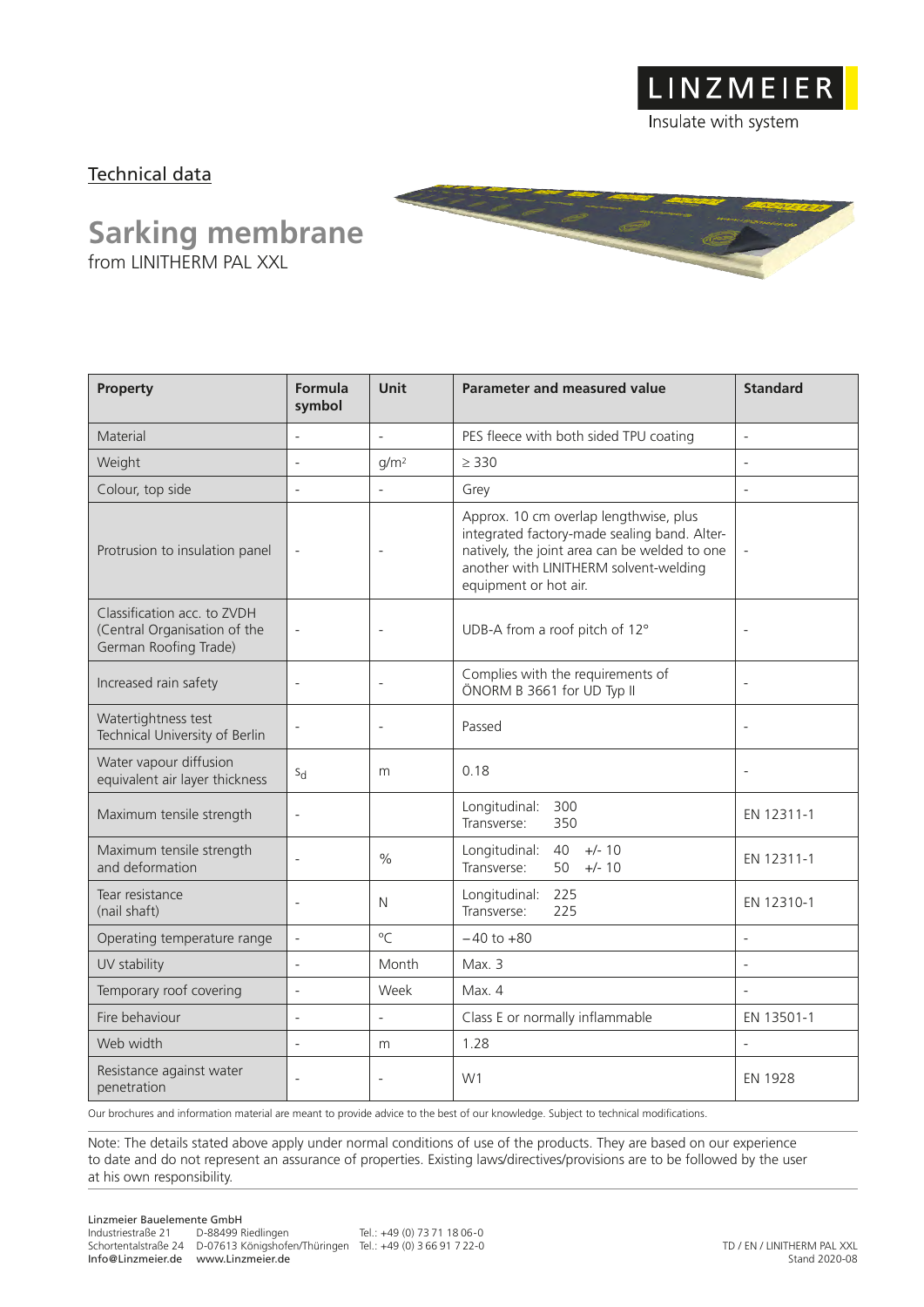LINZMEIER

Insulate with system

Technical data

# Sarking membrane

from LINITHERM PAL XXL

| Property | Formula symbol | Unit | Parameter and measured value | Standard |
|---|---|---|---|---|
| Material | - | - | PES fleece with both sided TPU coating | - |
| Weight | - | g/m² | ≥ 330 | - |
| Colour, top side | - | - | Grey | - |
| Protrusion to insulation panel | - | - | Approx. 10 cm overlap lengthwise, plus integrated factory-made sealing band. Alternatively, the joint area can be welded to one another with LINITHERM solvent-welding equipment or hot air. | - |
| Classification acc. to ZVDH (Central Organisation of the German Roofing Trade) | - | - | UDB-A from a roof pitch of 12° | - |
| Increased rain safety | - | - | Complies with the requirements of ÖNORM B 3661 for UD Typ II | - |
| Watertightness test Technical University of Berlin | - | - | Passed | - |
| Water vapour diffusion equivalent air layer thickness | $s_d$ | m | 0.18 | - |
| Maximum tensile strength | - | | Longitudinal: 300<br>Transverse: 350 | EN 12311-1 |
| Maximum tensile strength and deformation | - | % | Longitudinal: 40 +/- 10<br>Transverse: 50 +/- 10 | EN 12311-1 |
| Tear resistance (nail shaft) | - | N | Longitudinal: 225<br>Transverse: 225 | EN 12310-1 |
| Operating temperature range | - | °C | −40 to +80 | - |
| UV stability | - | Month | Max. 3 | - |
| Temporary roof covering | - | Week | Max. 4 | - |
| Fire behaviour | - | - | Class E or normally inflammable | EN 13501-1 |
| Web width | - | m | 1.28 | - |
| Resistance against water penetration | - | - | W1 | EN 1928 |

Our brochures and information material are meant to provide advice to the best of our knowledge. Subject to technical modifications.

Note: The details stated above apply under normal conditions of use of the products. They are based on our experience to date and do not represent an assurance of properties. Existing laws/directives/provisions are to be followed by the user at his own responsibility.

Linzmeier Bauelemente GmbH
Industriestraße 21 D-88499 Riedlingen Tel.: +49 (0) 73 71 18 06-0
Schortentalstraße 24 D-07613 Königshofen/Thüringen Tel.: +49 (0) 3 66 91 7 22-0
Info@Linzmeier.de www.Linzmeier.de

TD / EN / LINITHERM PAL XXL
Stand 2020-08